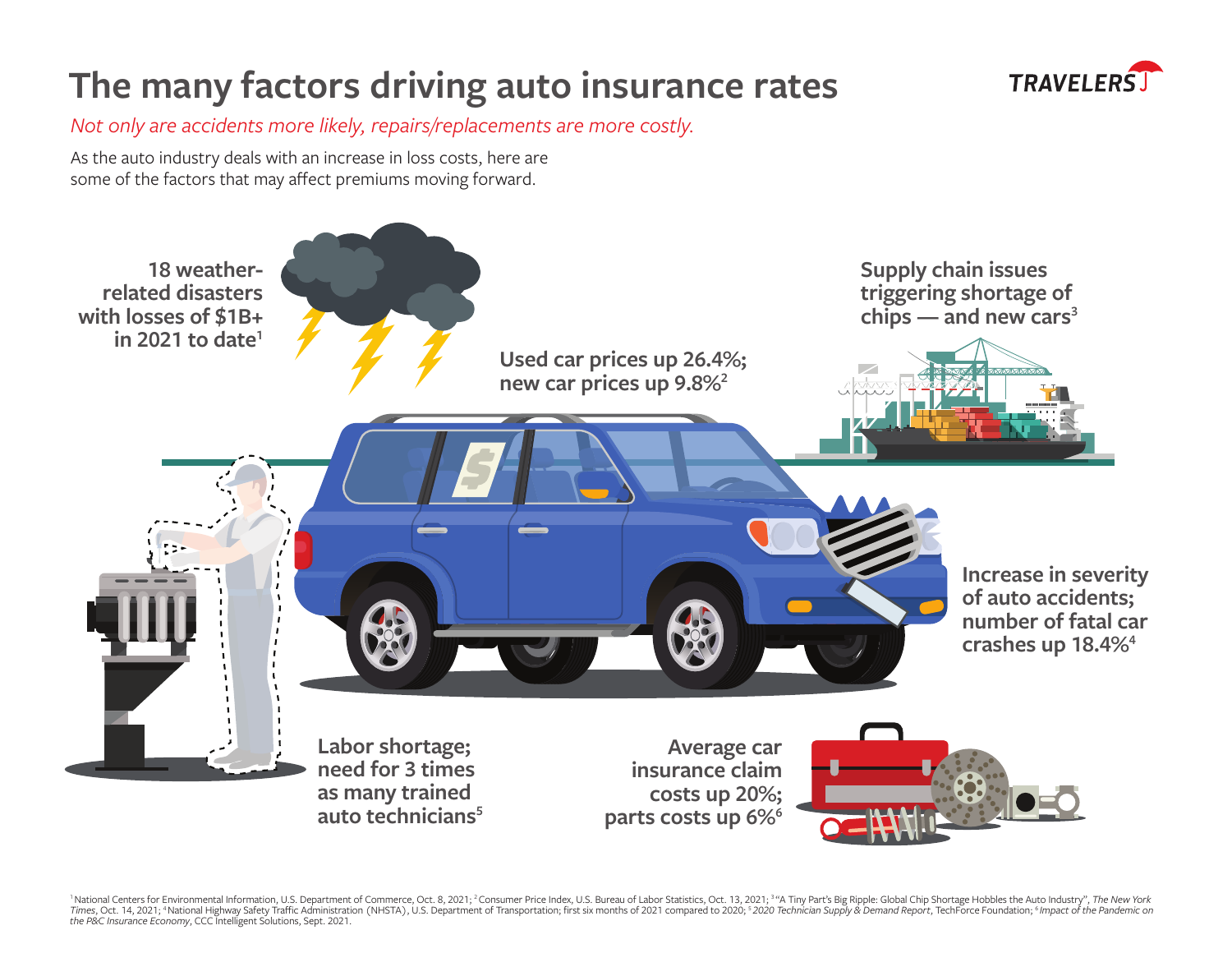# The many factors driving auto insurance rates

TRAVELERS

*Not only are accidents more likely, repairs/replacements are more costly.*

As the auto industry deals with an increase in loss costs, here are some of the factors that may affect premiums moving forward.

**18 weather-related disasters with losses of $1B+ in 2021 to date[1]**

**Used car prices up 26.4%; new car prices up 9.8%[2]**

**Supply chain issues triggering shortage of chips — and new cars[3]**

**Increase in severity of auto accidents; number of fatal car crashes up 18.4%[4]**

**Labor shortage; need for 3 times as many trained auto technicians[5]**

**Average car insurance claim costs up 20%; parts costs up 6%[6]**

[1] National Centers for Environmental Information, U.S. Department of Commerce, Oct. 8, 2021; [2] Consumer Price Index, U.S. Bureau of Labor Statistics, Oct. 13, 2021; [3] "A Tiny Part's Big Ripple: Global Chip Shortage Hobbles the Auto Industry", *The New York Times*, Oct. 14, 2021; [4] National Highway Safety Traffic Administration (NHSTA), U.S. Department of Transportation; first six months of 2021 compared to 2020; [5] *2020 Technician Supply & Demand Report*, TechForce Foundation; [6] *Impact of the Pandemic on the P&C Insurance Economy*, CCC Intelligent Solutions, Sept. 2021.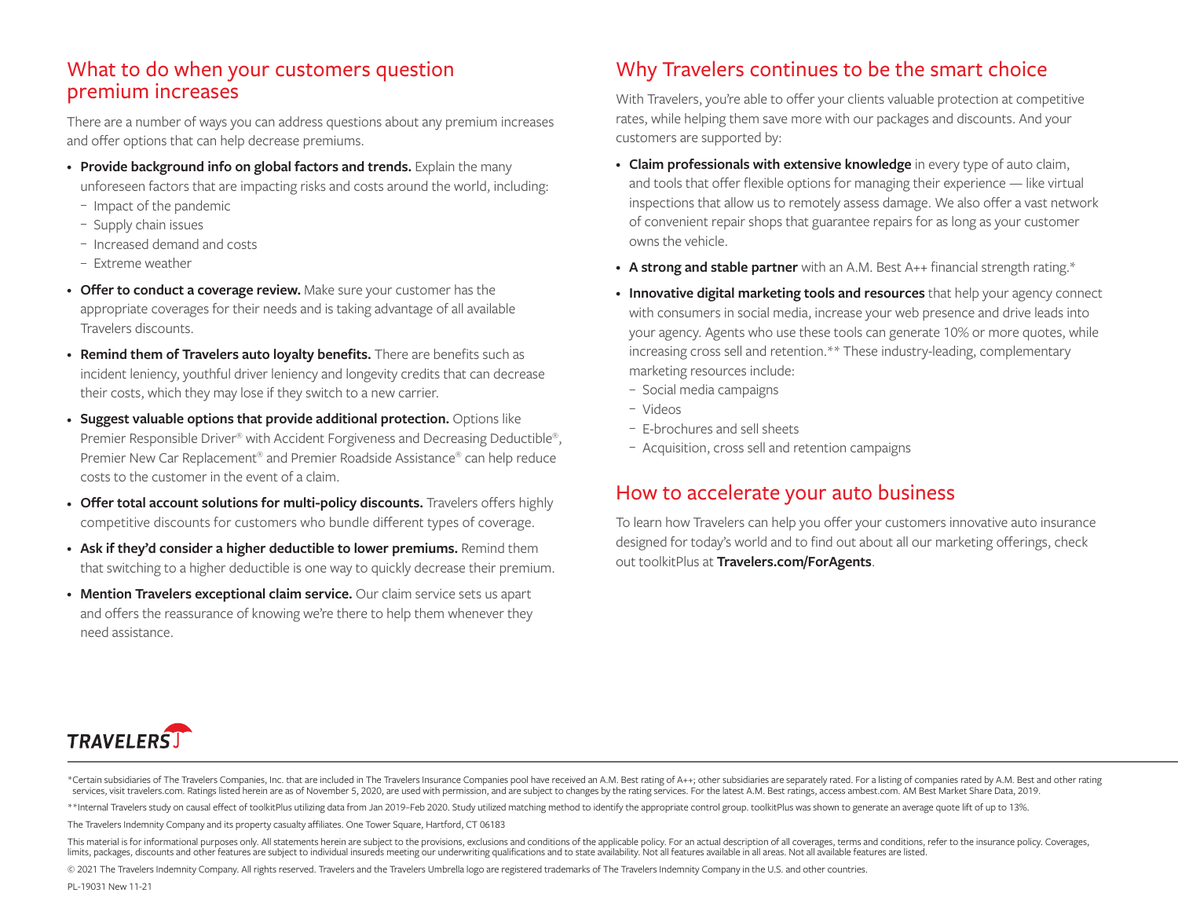## What to do when your customers question premium increases

There are a number of ways you can address questions about any premium increases and offer options that can help decrease premiums.

- **Provide background info on global factors and trends.** Explain the many unforeseen factors that are impacting risks and costs around the world, including:
  - Impact of the pandemic
  - Supply chain issues
  - Increased demand and costs
  - Extreme weather
- **Offer to conduct a coverage review.** Make sure your customer has the appropriate coverages for their needs and is taking advantage of all available Travelers discounts.
- **Remind them of Travelers auto loyalty benefits.** There are benefits such as incident leniency, youthful driver leniency and longevity credits that can decrease their costs, which they may lose if they switch to a new carrier.
- **Suggest valuable options that provide additional protection.** Options like Premier Responsible Driver® with Accident Forgiveness and Decreasing Deductible®, Premier New Car Replacement® and Premier Roadside Assistance® can help reduce costs to the customer in the event of a claim.
- **Offer total account solutions for multi-policy discounts.** Travelers offers highly competitive discounts for customers who bundle different types of coverage.
- **Ask if they'd consider a higher deductible to lower premiums.** Remind them that switching to a higher deductible is one way to quickly decrease their premium.
- **Mention Travelers exceptional claim service.** Our claim service sets us apart and offers the reassurance of knowing we're there to help them whenever they need assistance.

## Why Travelers continues to be the smart choice

With Travelers, you're able to offer your clients valuable protection at competitive rates, while helping them save more with our packages and discounts. And your customers are supported by:

- **Claim professionals with extensive knowledge** in every type of auto claim, and tools that offer flexible options for managing their experience — like virtual inspections that allow us to remotely assess damage. We also offer a vast network of convenient repair shops that guarantee repairs for as long as your customer owns the vehicle.
- **A strong and stable partner** with an A.M. Best A++ financial strength rating.*
- **Innovative digital marketing tools and resources** that help your agency connect with consumers in social media, increase your web presence and drive leads into your agency. Agents who use these tools can generate 10% or more quotes, while increasing cross sell and retention.** These industry-leading, complementary marketing resources include:
  - Social media campaigns
  - Videos
  - E-brochures and sell sheets
  - Acquisition, cross sell and retention campaigns

## How to accelerate your auto business

To learn how Travelers can help you offer your customers innovative auto insurance designed for today's world and to find out about all our marketing offerings, check out toolkitPlus at **Travelers.com/ForAgents**.

TRAVELERS

*Certain subsidiaries of The Travelers Companies, Inc. that are included in The Travelers Insurance Companies pool have received an A.M. Best rating of A++; other subsidiaries are separately rated. For a listing of companies rated by A.M. Best and other rating services, visit travelers.com. Ratings listed herein are as of November 5, 2020, are used with permission, and are subject to changes by the rating services. For the latest A.M. Best ratings, access ambest.com. AM Best Market Share Data, 2019.

**Internal Travelers study on causal effect of toolkitPlus utilizing data from Jan 2019–Feb 2020. Study utilized matching method to identify the appropriate control group. toolkitPlus was shown to generate an average quote lift of up to 13%.

The Travelers Indemnity Company and its property casualty affiliates. One Tower Square, Hartford, CT 06183

This material is for informational purposes only. All statements herein are subject to the provisions, exclusions and conditions of the applicable policy. For an actual description of all coverages, terms and conditions, refer to the insurance policy. Coverages, limits, packages, discounts and other features are subject to individual insureds meeting our underwriting qualifications and to state availability. Not all features available in all areas. Not all available features are listed.

© 2021 The Travelers Indemnity Company. All rights reserved. Travelers and the Travelers Umbrella logo are registered trademarks of The Travelers Indemnity Company in the U.S. and other countries.

PL-19031 New 11-21